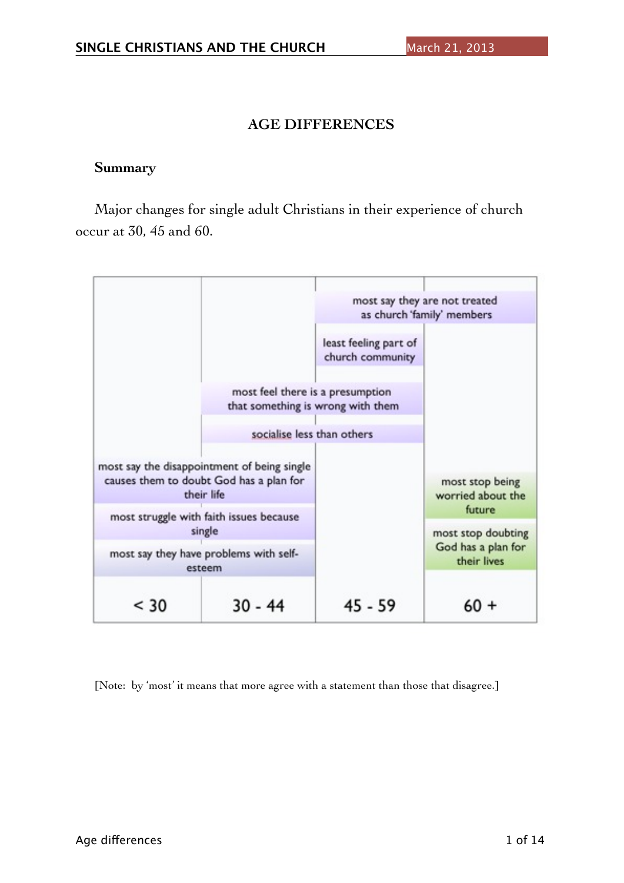## AGE DIFFERENCES

### Summary

Major changes for single adult Christians in their experience of church occur at 30, 45 and 60.

| < 30 | 30 - 44 | 45 - 59 | 60 + |
|---|---|---|---|
| | | most say they are not treated as church 'family' members | most say they are not treated as church 'family' members |
| | | least feeling part of church community | |
| | most feel there is a presumption that something is wrong with them | most feel there is a presumption that something is wrong with them | |
| | socialise less than others | socialise less than others | |
| most say the disappointment of being single causes them to doubt God has a plan for their life | most say the disappointment of being single causes them to doubt God has a plan for their life | | most stop being worried about the future |
| most struggle with faith issues because single | most struggle with faith issues because single | | most stop doubting God has a plan for their lives |
| most say they have problems with self-esteem | most say they have problems with self-esteem | | |

[Note: by 'most' it means that more agree with a statement than those that disagree.]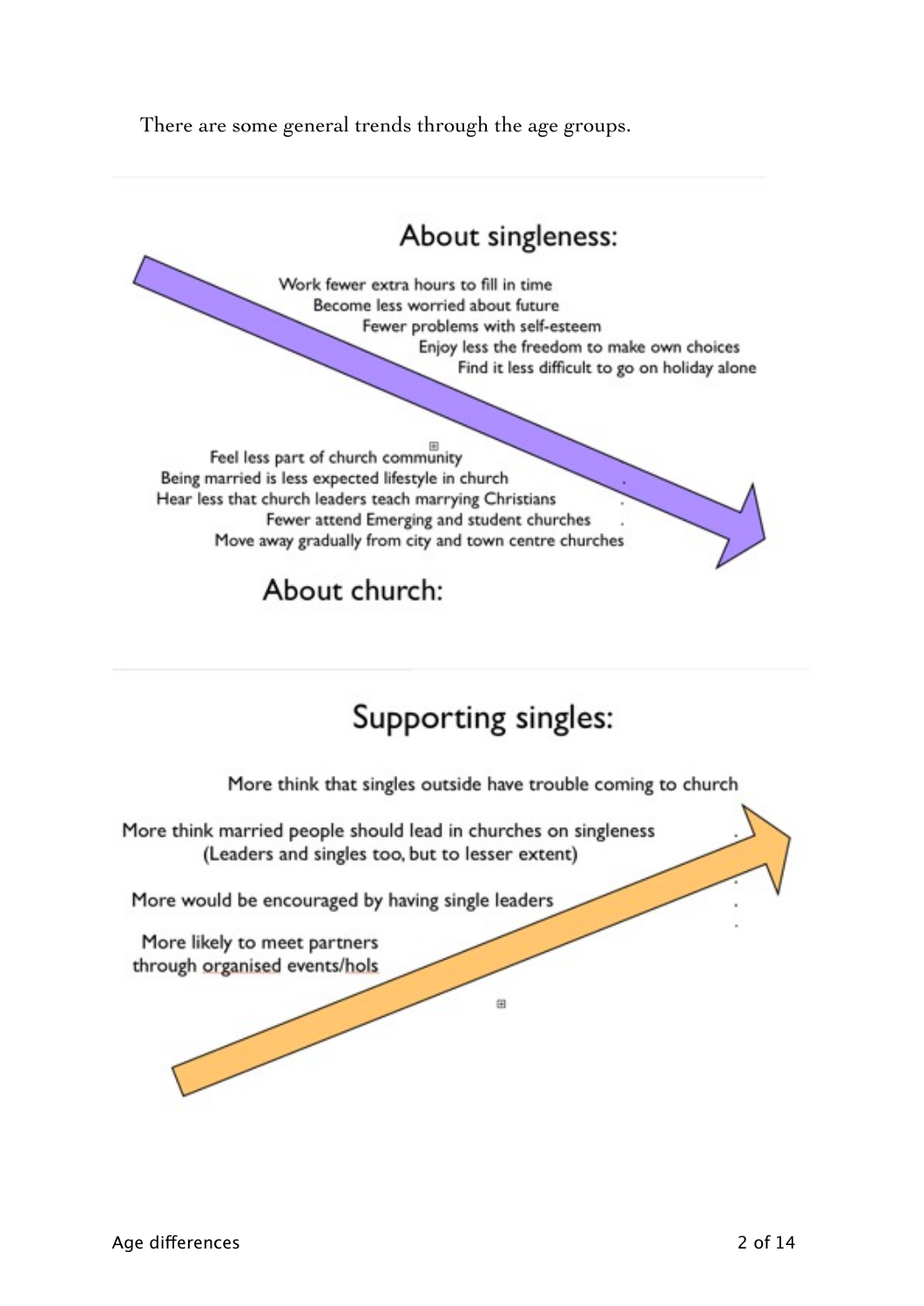There are some general trends through the age groups.

## About singleness:

Work fewer extra hours to fill in time
Become less worried about future
Fewer problems with self-esteem
Enjoy less the freedom to make own choices
Find it less difficult to go on holiday alone

Feel less part of church community
Being married is less expected lifestyle in church
Hear less that church leaders teach marrying Christians
Fewer attend Emerging and student churches
Move away gradually from city and town centre churches

## About church:

## Supporting singles:

More think that singles outside have trouble coming to church

More think married people should lead in churches on singleness
(Leaders and singles too, but to lesser extent)

More would be encouraged by having single leaders

More likely to meet partners
through organised events/hols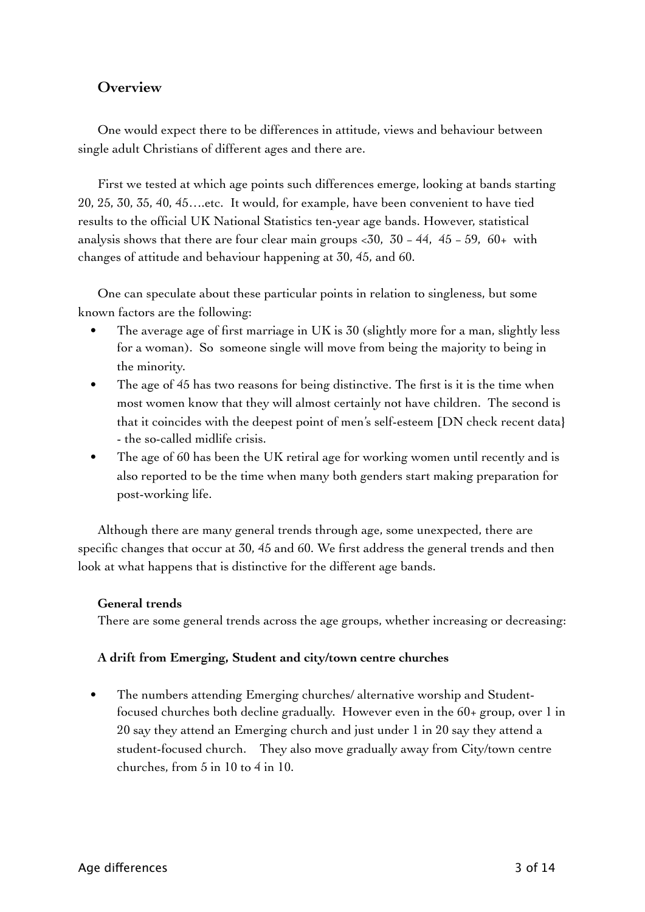## Overview

One would expect there to be differences in attitude, views and behaviour between single adult Christians of different ages and there are.

First we tested at which age points such differences emerge, looking at bands starting 20, 25, 30, 35, 40, 45….etc. It would, for example, have been convenient to have tied results to the official UK National Statistics ten-year age bands. However, statistical analysis shows that there are four clear main groups <30, 30 – 44, 45 – 59, 60+ with changes of attitude and behaviour happening at 30, 45, and 60.

One can speculate about these particular points in relation to singleness, but some known factors are the following:

- The average age of first marriage in UK is 30 (slightly more for a man, slightly less for a woman). So someone single will move from being the majority to being in the minority.
- The age of 45 has two reasons for being distinctive. The first is it is the time when most women know that they will almost certainly not have children. The second is that it coincides with the deepest point of men's self-esteem [DN check recent data} - the so-called midlife crisis.
- The age of 60 has been the UK retiral age for working women until recently and is also reported to be the time when many both genders start making preparation for post-working life.

Although there are many general trends through age, some unexpected, there are specific changes that occur at 30, 45 and 60. We first address the general trends and then look at what happens that is distinctive for the different age bands.

### General trends

There are some general trends across the age groups, whether increasing or decreasing:

#### A drift from Emerging, Student and city/town centre churches

- The numbers attending Emerging churches/ alternative worship and Student-focused churches both decline gradually. However even in the 60+ group, over 1 in 20 say they attend an Emerging church and just under 1 in 20 say they attend a student-focused church. They also move gradually away from City/town centre churches, from 5 in 10 to 4 in 10.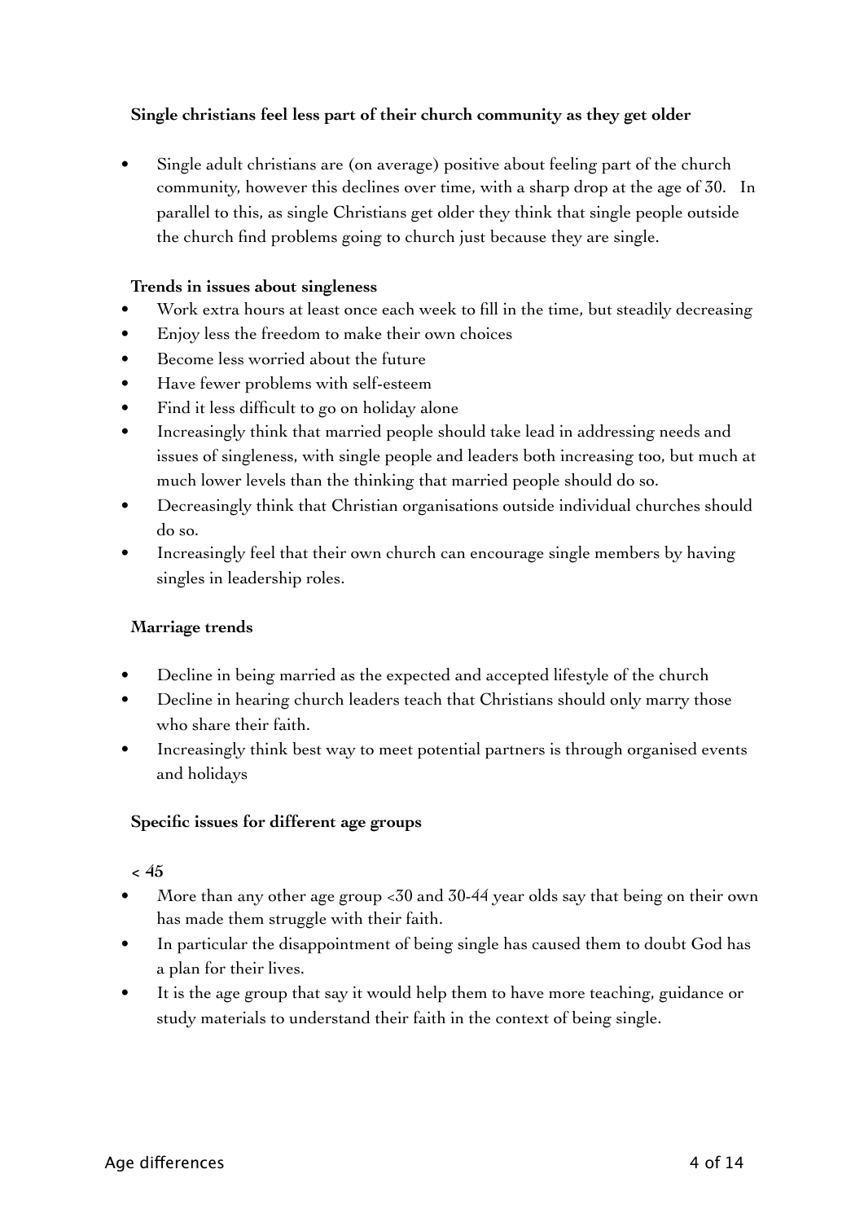**Single christians feel less part of their church community as they get older**

- Single adult christians are (on average) positive about feeling part of the church community, however this declines over time, with a sharp drop at the age of 30. In parallel to this, as single Christians get older they think that single people outside the church find problems going to church just because they are single.

**Trends in issues about singleness**

- Work extra hours at least once each week to fill in the time, but steadily decreasing
- Enjoy less the freedom to make their own choices
- Become less worried about the future
- Have fewer problems with self-esteem
- Find it less difficult to go on holiday alone
- Increasingly think that married people should take lead in addressing needs and issues of singleness, with single people and leaders both increasing too, but much at much lower levels than the thinking that married people should do so.
- Decreasingly think that Christian organisations outside individual churches should do so.
- Increasingly feel that their own church can encourage single members by having singles in leadership roles.

**Marriage trends**

- Decline in being married as the expected and accepted lifestyle of the church
- Decline in hearing church leaders teach that Christians should only marry those who share their faith.
- Increasingly think best way to meet potential partners is through organised events and holidays

**Specific issues for different age groups**

**< 45**

- More than any other age group <30 and 30-44 year olds say that being on their own has made them struggle with their faith.
- In particular the disappointment of being single has caused them to doubt God has a plan for their lives.
- It is the age group that say it would help them to have more teaching, guidance or study materials to understand their faith in the context of being single.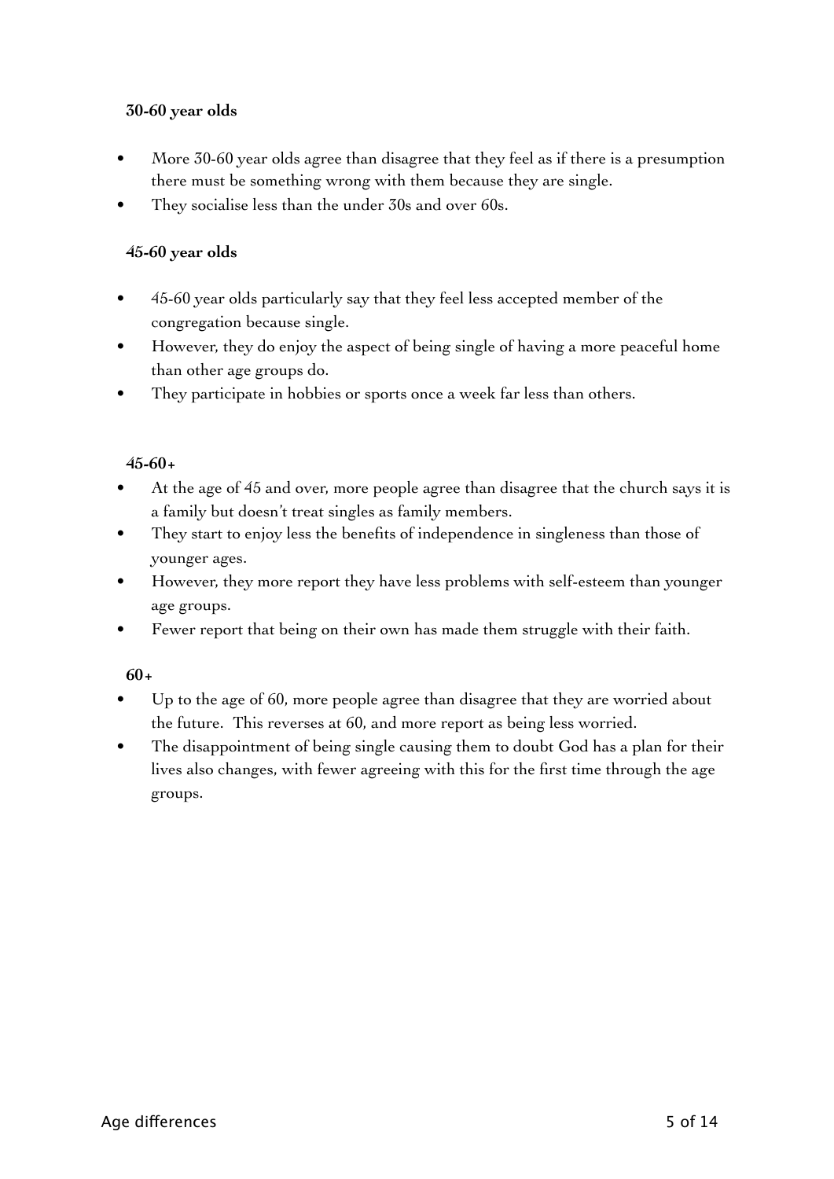**30-60 year olds**

- More 30-60 year olds agree than disagree that they feel as if there is a presumption there must be something wrong with them because they are single.
- They socialise less than the under 30s and over 60s.

**45-60 year olds**

- 45-60 year olds particularly say that they feel less accepted member of the congregation because single.
- However, they do enjoy the aspect of being single of having a more peaceful home than other age groups do.
- They participate in hobbies or sports once a week far less than others.

**45-60+**

- At the age of 45 and over, more people agree than disagree that the church says it is a family but doesn't treat singles as family members.
- They start to enjoy less the benefits of independence in singleness than those of younger ages.
- However, they more report they have less problems with self-esteem than younger age groups.
- Fewer report that being on their own has made them struggle with their faith.

**60+**

- Up to the age of 60, more people agree than disagree that they are worried about the future. This reverses at 60, and more report as being less worried.
- The disappointment of being single causing them to doubt God has a plan for their lives also changes, with fewer agreeing with this for the first time through the age groups.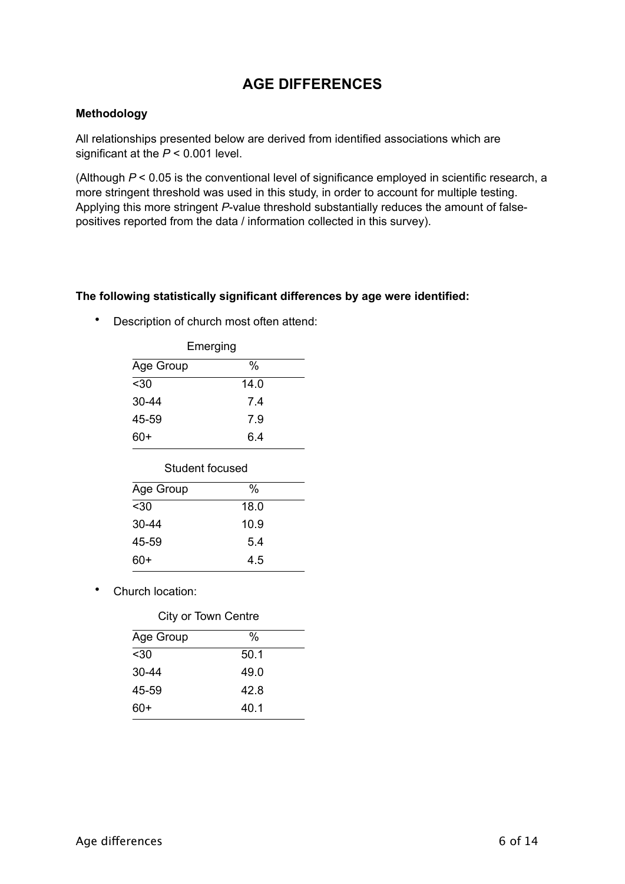## AGE DIFFERENCES

**Methodology**

All relationships presented below are derived from identified associations which are significant at the $P < 0.001$ level.

(Although $P < 0.05$ is the conventional level of significance employed in scientific research, a more stringent threshold was used in this study, in order to account for multiple testing. Applying this more stringent *P*-value threshold substantially reduces the amount of false-positives reported from the data / information collected in this survey).

**The following statistically significant differences by age were identified:**

- Description of church most often attend:

Emerging

| Age Group | % |
|---|---|
| <30 | 14.0 |
| 30-44 | 7.4 |
| 45-59 | 7.9 |
| 60+ | 6.4 |

Student focused

| Age Group | % |
|---|---|
| <30 | 18.0 |
| 30-44 | 10.9 |
| 45-59 | 5.4 |
| 60+ | 4.5 |

- Church location:

City or Town Centre

| Age Group | % |
|---|---|
| <30 | 50.1 |
| 30-44 | 49.0 |
| 45-59 | 42.8 |
| 60+ | 40.1 |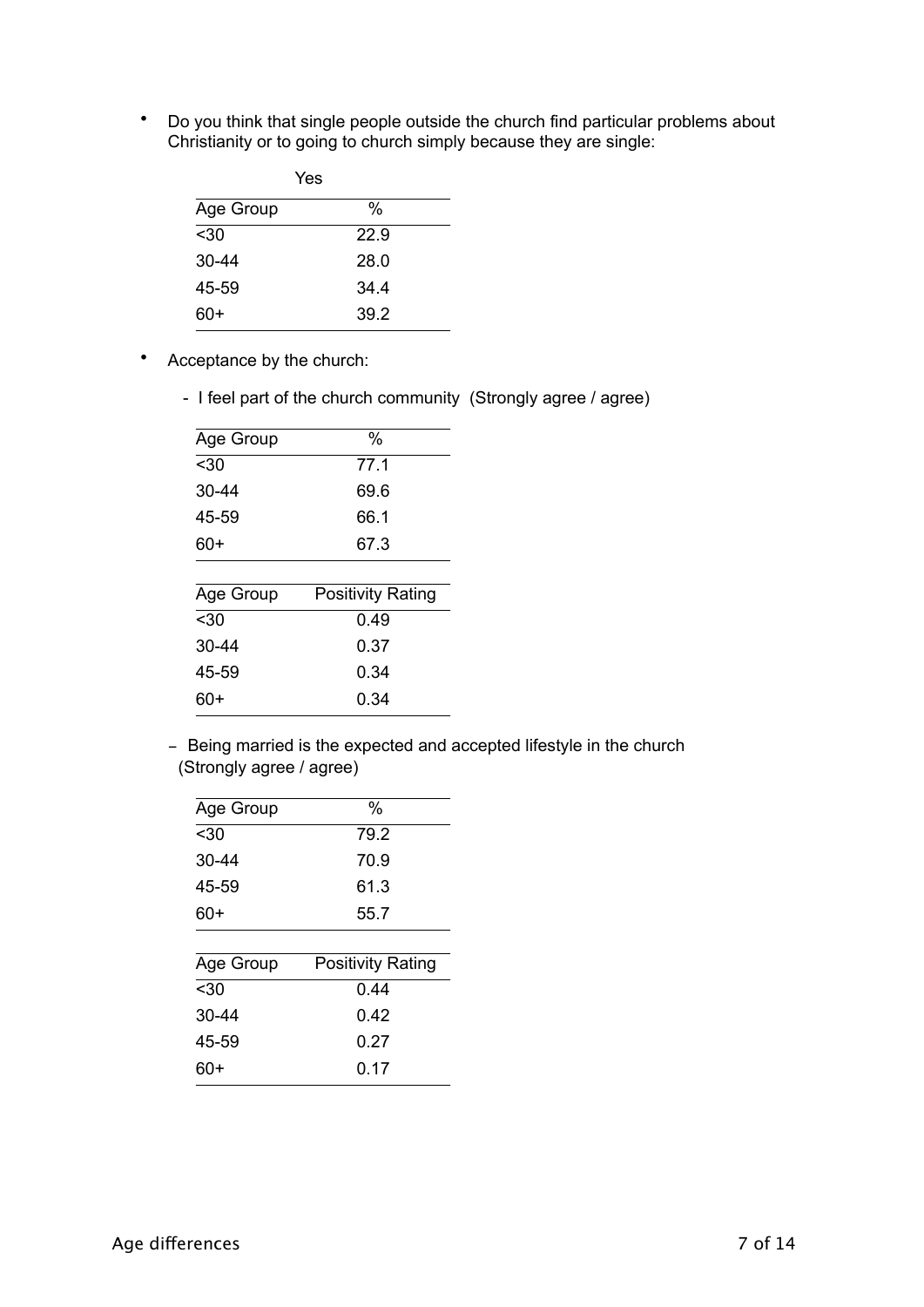- Do you think that single people outside the church find particular problems about Christianity or to going to church simply because they are single:

| | Yes |
|---|---|
| Age Group | % |
| <30 | 22.9 |
| 30-44 | 28.0 |
| 45-59 | 34.4 |
| 60+ | 39.2 |

- Acceptance by the church:

  - I feel part of the church community (Strongly agree / agree)

| Age Group | % |
|---|---|
| <30 | 77.1 |
| 30-44 | 69.6 |
| 45-59 | 66.1 |
| 60+ | 67.3 |

| Age Group | Positivity Rating |
|---|---|
| <30 | 0.49 |
| 30-44 | 0.37 |
| 45-59 | 0.34 |
| 60+ | 0.34 |

  - Being married is the expected and accepted lifestyle in the church (Strongly agree / agree)

| Age Group | % |
|---|---|
| <30 | 79.2 |
| 30-44 | 70.9 |
| 45-59 | 61.3 |
| 60+ | 55.7 |

| Age Group | Positivity Rating |
|---|---|
| <30 | 0.44 |
| 30-44 | 0.42 |
| 45-59 | 0.27 |
| 60+ | 0.17 |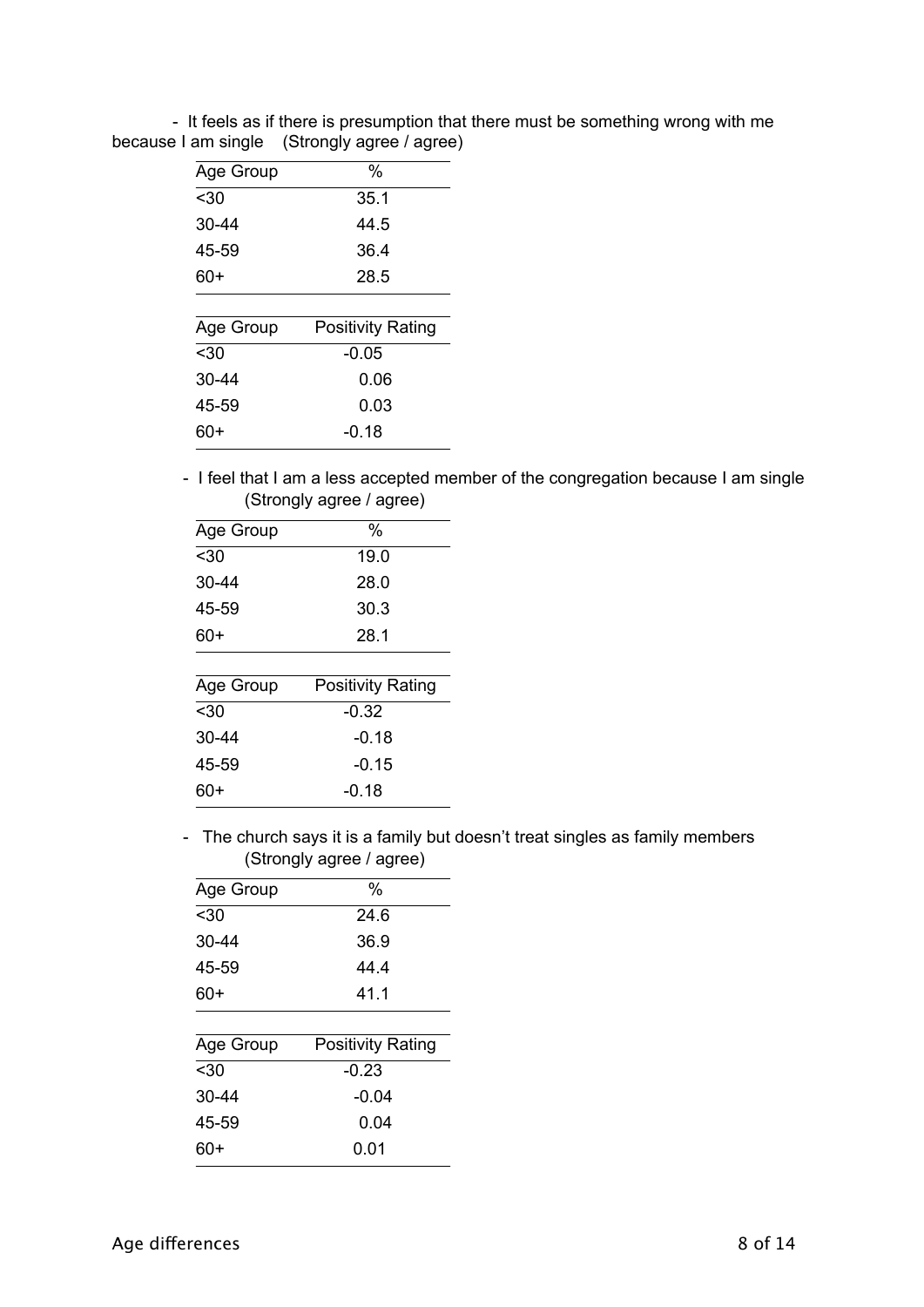- It feels as if there is presumption that there must be something wrong with me because I am single (Strongly agree / agree)

| Age Group | % |
|---|---|
| <30 | 35.1 |
| 30-44 | 44.5 |
| 45-59 | 36.4 |
| 60+ | 28.5 |

| Age Group | Positivity Rating |
|---|---|
| <30 | -0.05 |
| 30-44 | 0.06 |
| 45-59 | 0.03 |
| 60+ | -0.18 |

- I feel that I am a less accepted member of the congregation because I am single (Strongly agree / agree)

| Age Group | % |
|---|---|
| <30 | 19.0 |
| 30-44 | 28.0 |
| 45-59 | 30.3 |
| 60+ | 28.1 |

| Age Group | Positivity Rating |
|---|---|
| <30 | -0.32 |
| 30-44 | -0.18 |
| 45-59 | -0.15 |
| 60+ | -0.18 |

- The church says it is a family but doesn't treat singles as family members (Strongly agree / agree)

| Age Group | % |
|---|---|
| <30 | 24.6 |
| 30-44 | 36.9 |
| 45-59 | 44.4 |
| 60+ | 41.1 |

| Age Group | Positivity Rating |
|---|---|
| <30 | -0.23 |
| 30-44 | -0.04 |
| 45-59 | 0.04 |
| 60+ | 0.01 |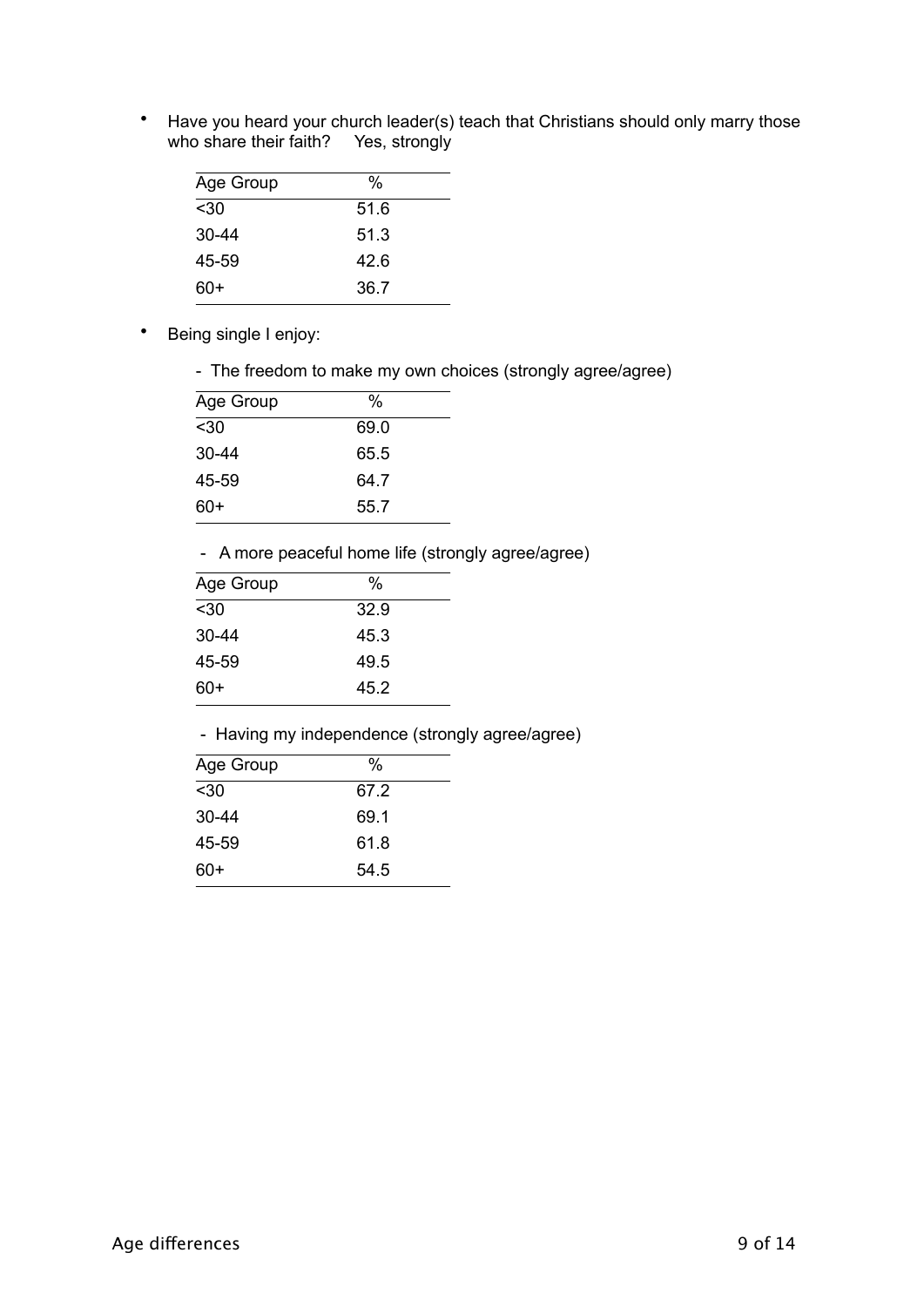- Have you heard your church leader(s) teach that Christians should only marry those who share their faith?     Yes, strongly

| Age Group | % |
|---|---|
| <30 | 51.6 |
| 30-44 | 51.3 |
| 45-59 | 42.6 |
| 60+ | 36.7 |

- Being single I enjoy:

  - The freedom to make my own choices (strongly agree/agree)

| Age Group | % |
|---|---|
| <30 | 69.0 |
| 30-44 | 65.5 |
| 45-59 | 64.7 |
| 60+ | 55.7 |

  - A more peaceful home life (strongly agree/agree)

| Age Group | % |
|---|---|
| <30 | 32.9 |
| 30-44 | 45.3 |
| 45-59 | 49.5 |
| 60+ | 45.2 |

  - Having my independence (strongly agree/agree)

| Age Group | % |
|---|---|
| <30 | 67.2 |
| 30-44 | 69.1 |
| 45-59 | 61.8 |
| 60+ | 54.5 |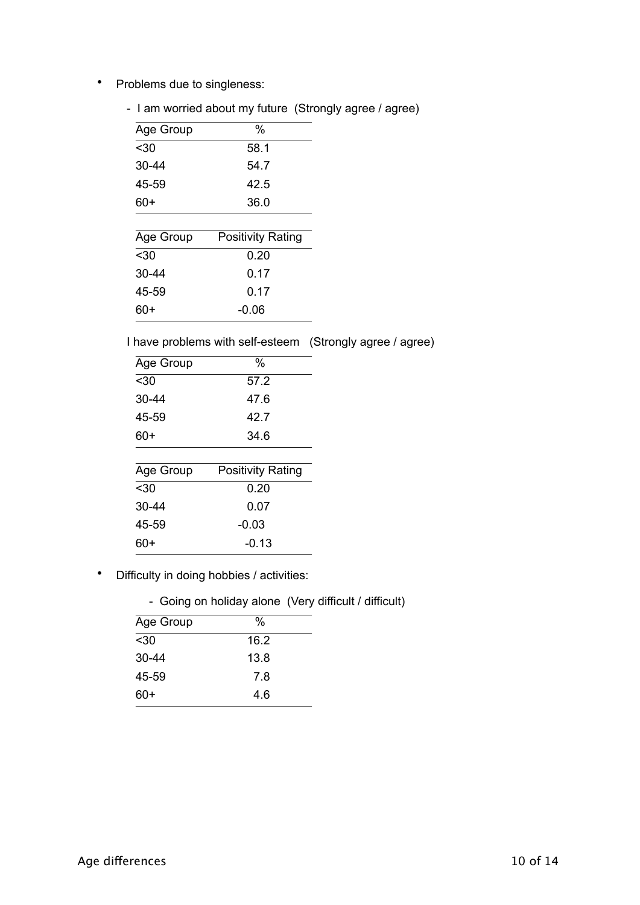- Problems due to singleness:

  - I am worried about my future (Strongly agree / agree)

| Age Group | % |
|---|---|
| <30 | 58.1 |
| 30-44 | 54.7 |
| 45-59 | 42.5 |
| 60+ | 36.0 |

| Age Group | Positivity Rating |
|---|---|
| <30 | 0.20 |
| 30-44 | 0.17 |
| 45-59 | 0.17 |
| 60+ | -0.06 |

I have problems with self-esteem (Strongly agree / agree)

| Age Group | % |
|---|---|
| <30 | 57.2 |
| 30-44 | 47.6 |
| 45-59 | 42.7 |
| 60+ | 34.6 |

| Age Group | Positivity Rating |
|---|---|
| <30 | 0.20 |
| 30-44 | 0.07 |
| 45-59 | -0.03 |
| 60+ | -0.13 |

- Difficulty in doing hobbies / activities:

  - Going on holiday alone (Very difficult / difficult)

| Age Group | % |
|---|---|
| <30 | 16.2 |
| 30-44 | 13.8 |
| 45-59 | 7.8 |
| 60+ | 4.6 |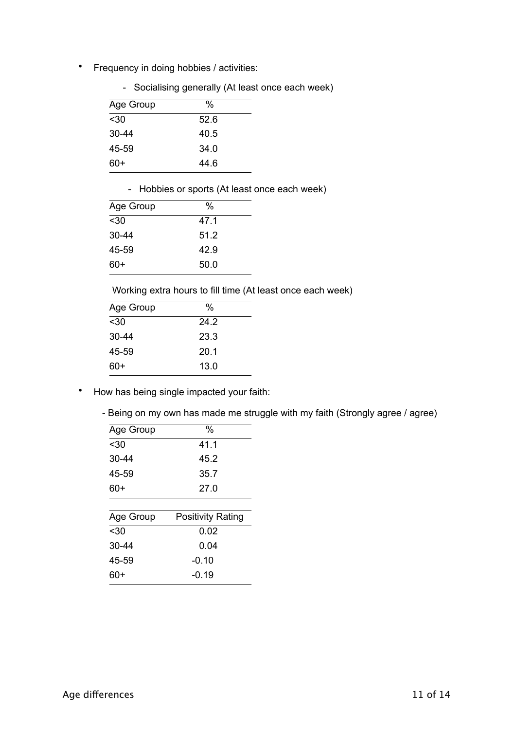- Frequency in doing hobbies / activities:
  - Socialising generally (At least once each week)

| Age Group | % |
|---|---|
| <30 | 52.6 |
| 30-44 | 40.5 |
| 45-59 | 34.0 |
| 60+ | 44.6 |

  - Hobbies or sports (At least once each week)

| Age Group | % |
|---|---|
| <30 | 47.1 |
| 30-44 | 51.2 |
| 45-59 | 42.9 |
| 60+ | 50.0 |

Working extra hours to fill time (At least once each week)

| Age Group | % |
|---|---|
| <30 | 24.2 |
| 30-44 | 23.3 |
| 45-59 | 20.1 |
| 60+ | 13.0 |

- How has being single impacted your faith:
  - Being on my own has made me struggle with my faith (Strongly agree / agree)

| Age Group | % |
|---|---|
| <30 | 41.1 |
| 30-44 | 45.2 |
| 45-59 | 35.7 |
| 60+ | 27.0 |

| Age Group | Positivity Rating |
|---|---|
| <30 | 0.02 |
| 30-44 | 0.04 |
| 45-59 | -0.10 |
| 60+ | -0.19 |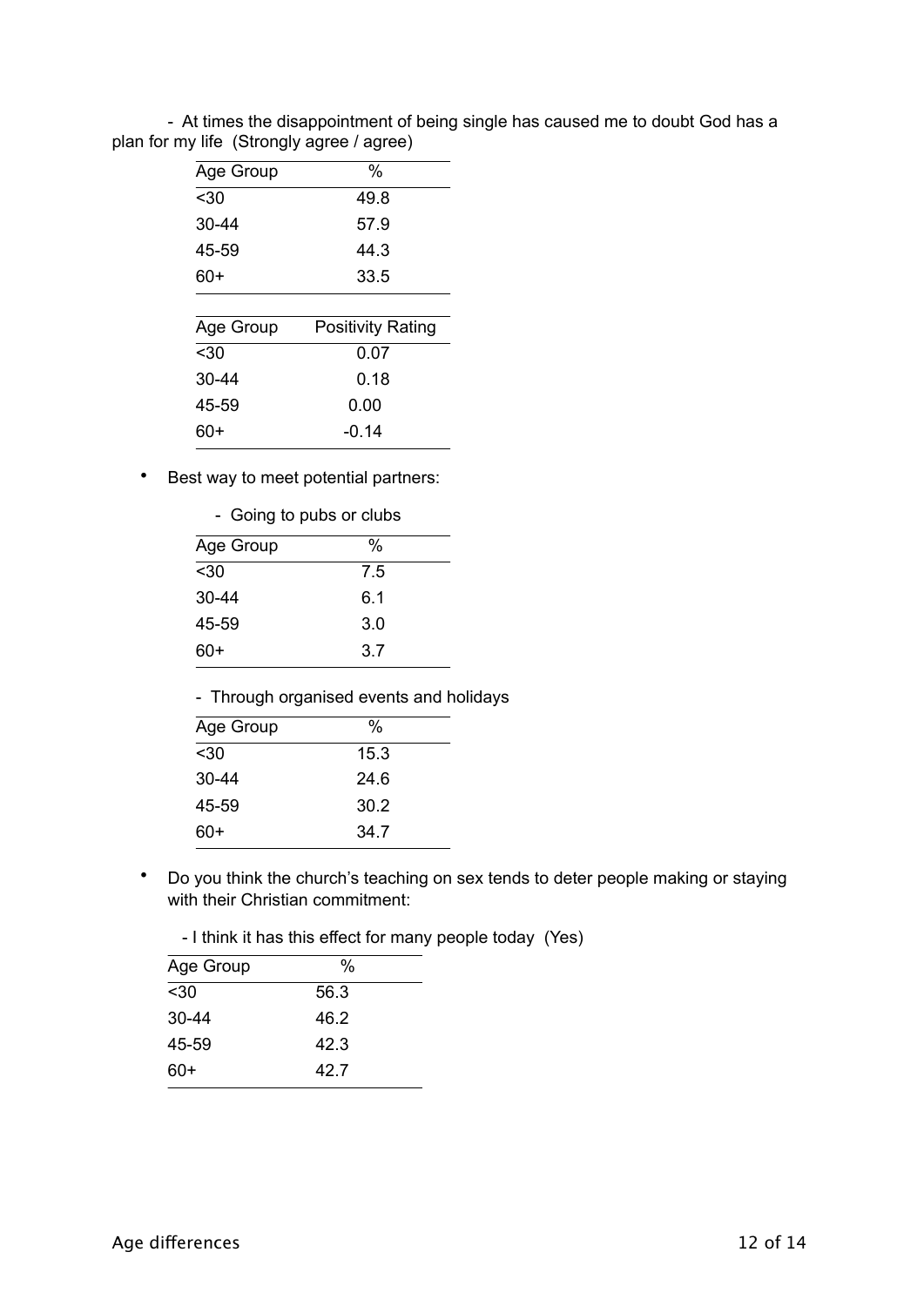- At times the disappointment of being single has caused me to doubt God has a plan for my life (Strongly agree / agree)

| Age Group | % |
|---|---|
| <30 | 49.8 |
| 30-44 | 57.9 |
| 45-59 | 44.3 |
| 60+ | 33.5 |

| Age Group | Positivity Rating |
|---|---|
| <30 | 0.07 |
| 30-44 | 0.18 |
| 45-59 | 0.00 |
| 60+ | -0.14 |

- Best way to meet potential partners:

  - Going to pubs or clubs

| Age Group | % |
|---|---|
| <30 | 7.5 |
| 30-44 | 6.1 |
| 45-59 | 3.0 |
| 60+ | 3.7 |

  - Through organised events and holidays

| Age Group | % |
|---|---|
| <30 | 15.3 |
| 30-44 | 24.6 |
| 45-59 | 30.2 |
| 60+ | 34.7 |

- Do you think the church's teaching on sex tends to deter people making or staying with their Christian commitment:

  - I think it has this effect for many people today (Yes)

| Age Group | % |
|---|---|
| <30 | 56.3 |
| 30-44 | 46.2 |
| 45-59 | 42.3 |
| 60+ | 42.7 |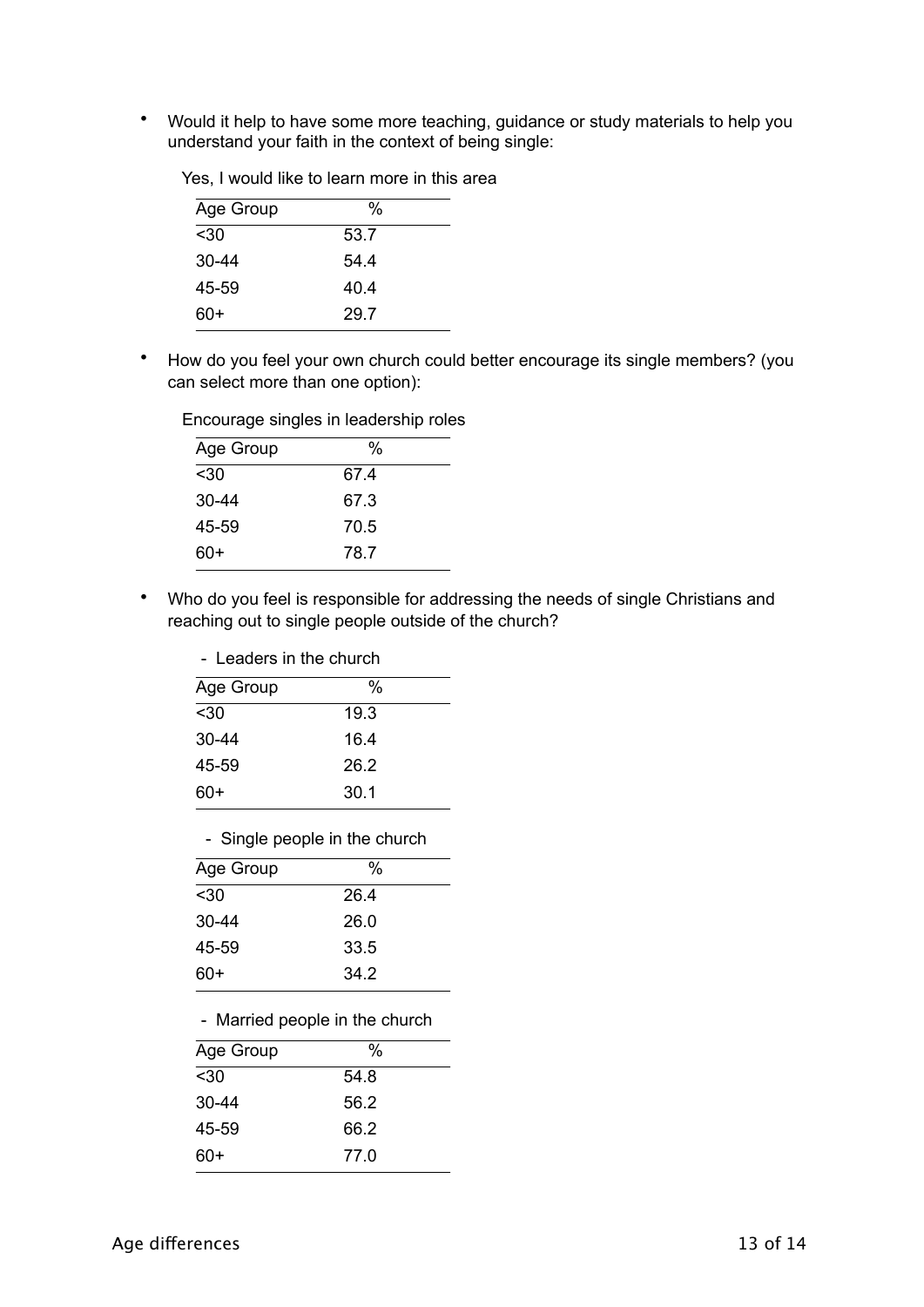- Would it help to have some more teaching, guidance or study materials to help you understand your faith in the context of being single:

Yes, I would like to learn more in this area

| Age Group | % |
|---|---|
| <30 | 53.7 |
| 30-44 | 54.4 |
| 45-59 | 40.4 |
| 60+ | 29.7 |

- How do you feel your own church could better encourage its single members? (you can select more than one option):

Encourage singles in leadership roles

| Age Group | % |
|---|---|
| <30 | 67.4 |
| 30-44 | 67.3 |
| 45-59 | 70.5 |
| 60+ | 78.7 |

- Who do you feel is responsible for addressing the needs of single Christians and reaching out to single people outside of the church?

- Leaders in the church

| Age Group | % |
|---|---|
| <30 | 19.3 |
| 30-44 | 16.4 |
| 45-59 | 26.2 |
| 60+ | 30.1 |

- Single people in the church

| Age Group | % |
|---|---|
| <30 | 26.4 |
| 30-44 | 26.0 |
| 45-59 | 33.5 |
| 60+ | 34.2 |

- Married people in the church

| Age Group | % |
|---|---|
| <30 | 54.8 |
| 30-44 | 56.2 |
| 45-59 | 66.2 |
| 60+ | 77.0 |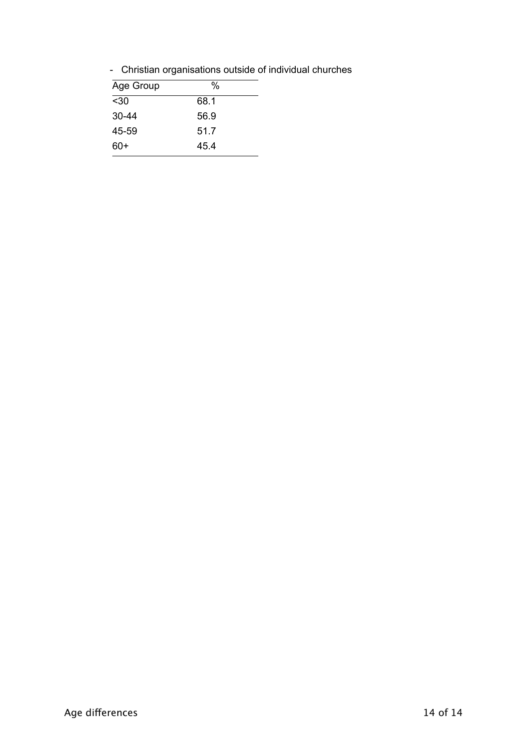- Christian organisations outside of individual churches

| Age Group | % |
|---|---|
| <30 | 68.1 |
| 30-44 | 56.9 |
| 45-59 | 51.7 |
| 60+ | 45.4 |